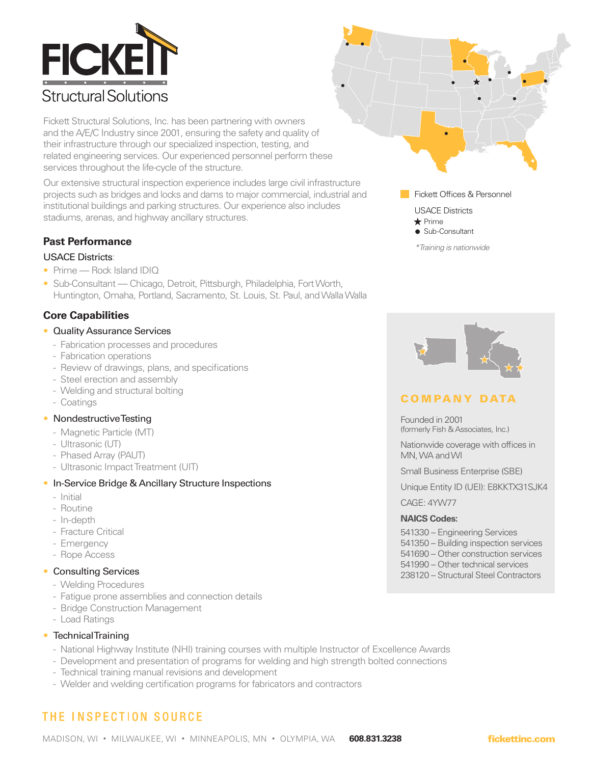# FICKETT Structural Solutions

Fickett Structural Solutions, Inc. has been partnering with owners and the A/E/C Industry since 2001, ensuring the safety and quality of their infrastructure through our specialized inspection, testing, and related engineering services. Our experienced personnel perform these services throughout the life-cycle of the structure.

Our extensive structural inspection experience includes large civil infrastructure projects such as bridges and locks and dams to major commercial, industrial and institutional buildings and parking structures. Our experience also includes stadiums, arenas, and highway ancillary structures.

Fickett Offices & Personnel

USACE Districts
★ Prime
● Sub-Consultant

*Training is nationwide*

## Past Performance

USACE Districts:

- Prime — Rock Island IDIQ
- Sub-Consultant — Chicago, Detroit, Pittsburgh, Philadelphia, Fort Worth, Huntington, Omaha, Portland, Sacramento, St. Louis, St. Paul, and Walla Walla

## Core Capabilities

- Quality Assurance Services
  - Fabrication processes and procedures
  - Fabrication operations
  - Review of drawings, plans, and specifications
  - Steel erection and assembly
  - Welding and structural bolting
  - Coatings
- Nondestructive Testing
  - Magnetic Particle (MT)
  - Ultrasonic (UT)
  - Phased Array (PAUT)
  - Ultrasonic Impact Treatment (UIT)
- In-Service Bridge & Ancillary Structure Inspections
  - Initial
  - Routine
  - In-depth
  - Fracture Critical
  - Emergency
  - Rope Access
- Consulting Services
  - Welding Procedures
  - Fatigue prone assemblies and connection details
  - Bridge Construction Management
  - Load Ratings
- Technical Training
  - National Highway Institute (NHI) training courses with multiple Instructor of Excellence Awards
  - Development and presentation of programs for welding and high strength bolted connections
  - Technical training manual revisions and development
  - Welder and welding certification programs for fabricators and contractors

## COMPANY DATA

Founded in 2001
(formerly Fish & Associates, Inc.)

Nationwide coverage with offices in MN, WA and WI

Small Business Enterprise (SBE)

Unique Entity ID (UEI): E8KKTX31SJK4

CAGE: 4YW77

**NAICS Codes:**

541330 – Engineering Services
541350 – Building inspection services
541690 – Other construction services
541990 – Other technical services
238120 – Structural Steel Contractors

THE INSPECTION SOURCE

MADISON, WI • MILWAUKEE, WI • MINNEAPOLIS, MN • OLYMPIA, WA **608.831.3238** **fickettinc.com**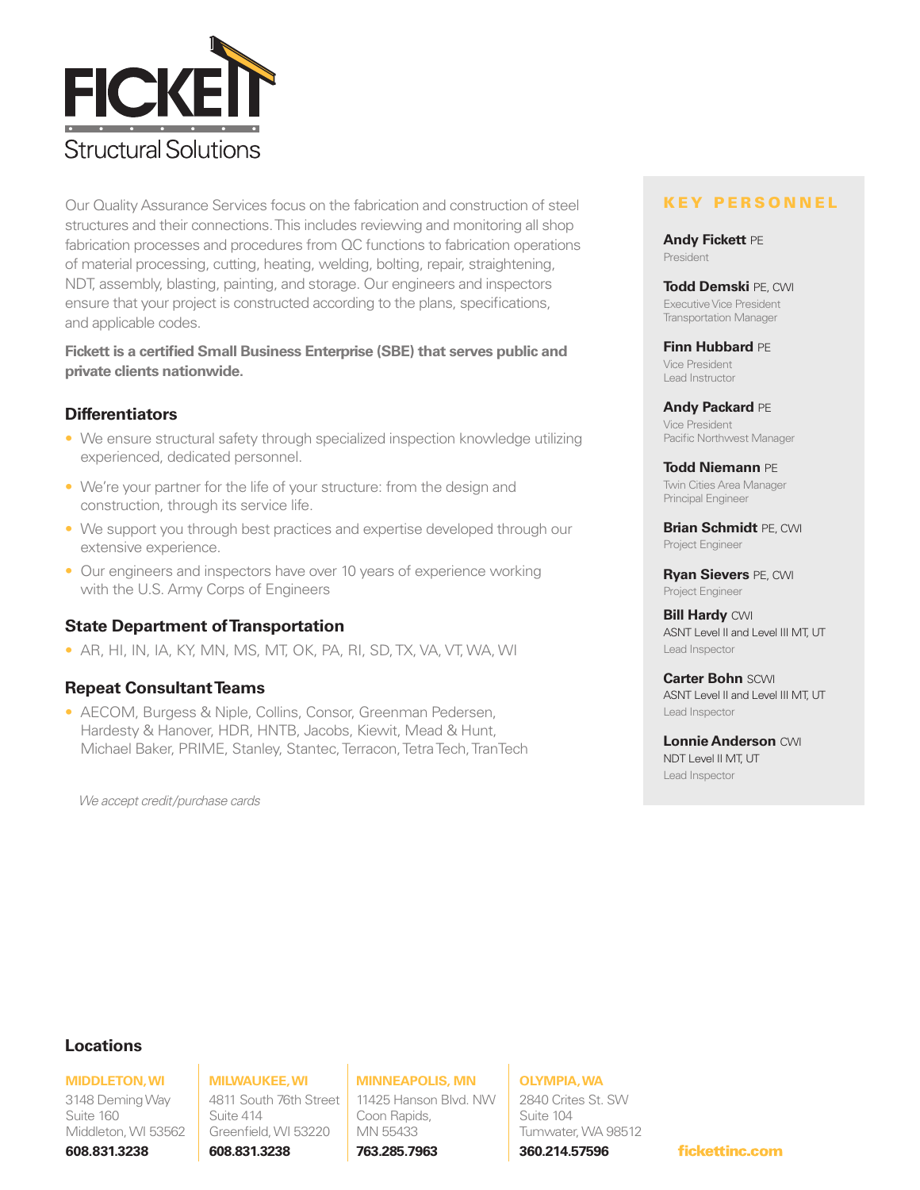# FICKETT

Structural Solutions

Our Quality Assurance Services focus on the fabrication and construction of steel structures and their connections. This includes reviewing and monitoring all shop fabrication processes and procedures from QC functions to fabrication operations of material processing, cutting, heating, welding, bolting, repair, straightening, NDT, assembly, blasting, painting, and storage. Our engineers and inspectors ensure that your project is constructed according to the plans, specifications, and applicable codes.

**Fickett is a certified Small Business Enterprise (SBE) that serves public and private clients nationwide.**

## Differentiators

- We ensure structural safety through specialized inspection knowledge utilizing experienced, dedicated personnel.
- We're your partner for the life of your structure: from the design and construction, through its service life.
- We support you through best practices and expertise developed through our extensive experience.
- Our engineers and inspectors have over 10 years of experience working with the U.S. Army Corps of Engineers

## State Department of Transportation

- AR, HI, IN, IA, KY, MN, MS, MT, OK, PA, RI, SD, TX, VA, VT, WA, WI

## Repeat Consultant Teams

- AECOM, Burgess & Niple, Collins, Consor, Greenman Pedersen, Hardesty & Hanover, HDR, HNTB, Jacobs, Kiewit, Mead & Hunt, Michael Baker, PRIME, Stanley, Stantec, Terracon, Tetra Tech, TranTech

*We accept credit/purchase cards*

## KEY PERSONNEL

**Andy Fickett** PE
President

**Todd Demski** PE, CWI
Executive Vice President
Transportation Manager

**Finn Hubbard** PE
Vice President
Lead Instructor

**Andy Packard** PE
Vice President
Pacific Northwest Manager

**Todd Niemann** PE
Twin Cities Area Manager
Principal Engineer

**Brian Schmidt** PE, CWI
Project Engineer

**Ryan Sievers** PE, CWI
Project Engineer

**Bill Hardy** CWI
ASNT Level II and Level III MT, UT
Lead Inspector

**Carter Bohn** SCWI
ASNT Level II and Level III MT, UT
Lead Inspector

**Lonnie Anderson** CWI
NDT Level II MT, UT
Lead Inspector

## Locations

**MIDDLETON, WI**
3148 Deming Way
Suite 160
Middleton, WI 53562
**608.831.3238**

**MILWAUKEE, WI**
4811 South 76th Street
Suite 414
Greenfield, WI 53220
**608.831.3238**

**MINNEAPOLIS, MN**
11425 Hanson Blvd. NW
Coon Rapids,
MN 55433
**763.285.7963**

**OLYMPIA, WA**
2840 Crites St. SW
Suite 104
Tumwater, WA 98512
**360.214.57596**

**fickettinc.com**